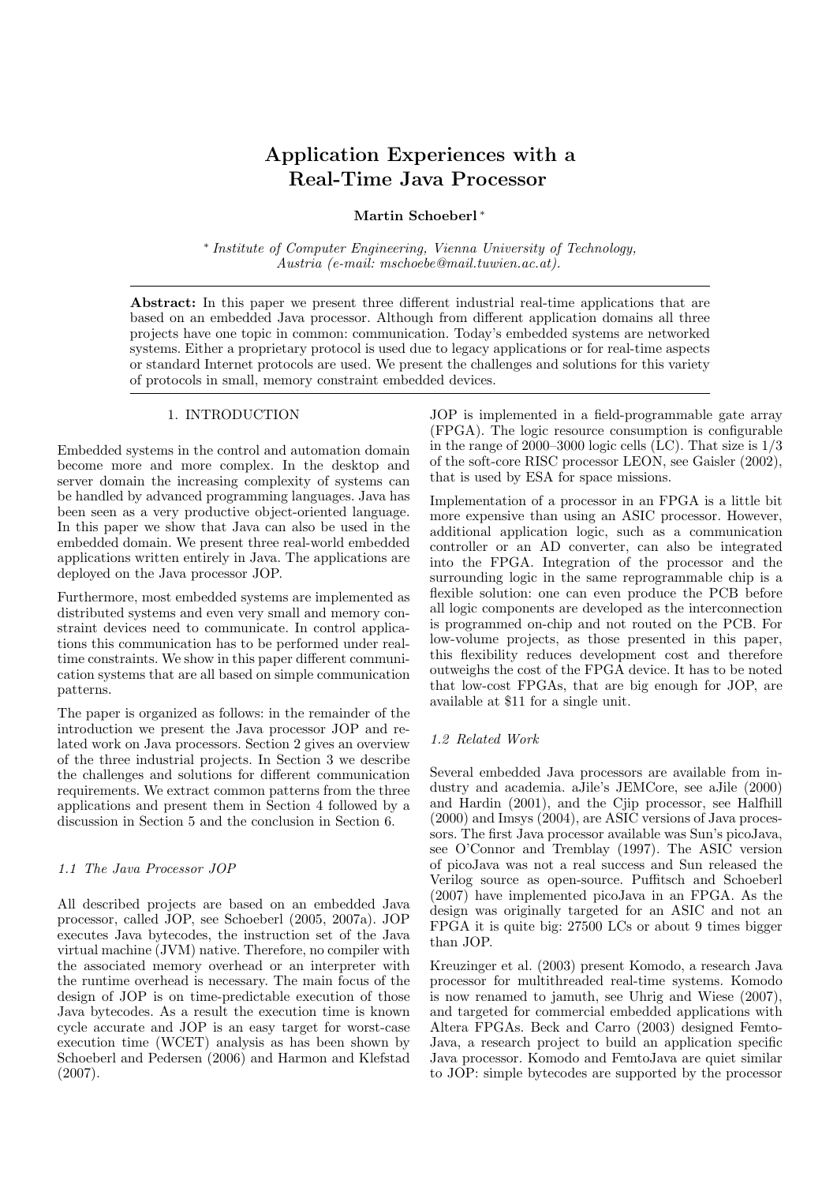# Application Experiences with a Real-Time Java Processor

**Martin Schoeberl** *

* *Institute of Computer Engineering, Vienna University of Technology, Austria (e-mail: mschoebe@mail.tuwien.ac.at).*

**Abstract:** In this paper we present three different industrial real-time applications that are based on an embedded Java processor. Although from different application domains all three projects have one topic in common: communication. Today's embedded systems are networked systems. Either a proprietary protocol is used due to legacy applications or for real-time aspects or standard Internet protocols are used. We present the challenges and solutions for this variety of protocols in small, memory constraint embedded devices.

## 1. INTRODUCTION

Embedded systems in the control and automation domain become more and more complex. In the desktop and server domain the increasing complexity of systems can be handled by advanced programming languages. Java has been seen as a very productive object-oriented language. In this paper we show that Java can also be used in the embedded domain. We present three real-world embedded applications written entirely in Java. The applications are deployed on the Java processor JOP.

Furthermore, most embedded systems are implemented as distributed systems and even very small and memory constraint devices need to communicate. In control applications this communication has to be performed under real-time constraints. We show in this paper different communication systems that are all based on simple communication patterns.

The paper is organized as follows: in the remainder of the introduction we present the Java processor JOP and related work on Java processors. Section 2 gives an overview of the three industrial projects. In Section 3 we describe the challenges and solutions for different communication requirements. We extract common patterns from the three applications and present them in Section 4 followed by a discussion in Section 5 and the conclusion in Section 6.

### 1.1 The Java Processor JOP

All described projects are based on an embedded Java processor, called JOP, see Schoeberl (2005, 2007a). JOP executes Java bytecodes, the instruction set of the Java virtual machine (JVM) native. Therefore, no compiler with the associated memory overhead or an interpreter with the runtime overhead is necessary. The main focus of the design of JOP is on time-predictable execution of those Java bytecodes. As a result the execution time is known cycle accurate and JOP is an easy target for worst-case execution time (WCET) analysis as has been shown by Schoeberl and Pedersen (2006) and Harmon and Klefstad (2007).

JOP is implemented in a field-programmable gate array (FPGA). The logic resource consumption is configurable in the range of 2000–3000 logic cells (LC). That size is 1/3 of the soft-core RISC processor LEON, see Gaisler (2002), that is used by ESA for space missions.

Implementation of a processor in an FPGA is a little bit more expensive than using an ASIC processor. However, additional application logic, such as a communication controller or an AD converter, can also be integrated into the FPGA. Integration of the processor and the surrounding logic in the same reprogrammable chip is a flexible solution: one can even produce the PCB before all logic components are developed as the interconnection is programmed on-chip and not routed on the PCB. For low-volume projects, as those presented in this paper, this flexibility reduces development cost and therefore outweighs the cost of the FPGA device. It has to be noted that low-cost FPGAs, that are big enough for JOP, are available at $11 for a single unit.

### 1.2 Related Work

Several embedded Java processors are available from industry and academia. aJile's JEMCore, see aJile (2000) and Hardin (2001), and the Cjip processor, see Halfhill (2000) and Imsys (2004), are ASIC versions of Java processors. The first Java processor available was Sun's picoJava, see O'Connor and Tremblay (1997). The ASIC version of picoJava was not a real success and Sun released the Verilog source as open-source. Puffitsch and Schoeberl (2007) have implemented picoJava in an FPGA. As the design was originally targeted for an ASIC and not an FPGA it is quite big: 27500 LCs or about 9 times bigger than JOP.

Kreuzinger et al. (2003) present Komodo, a research Java processor for multithreaded real-time systems. Komodo is now renamed to jamuth, see Uhrig and Wiese (2007), and targeted for commercial embedded applications with Altera FPGAs. Beck and Carro (2003) designed Femto-Java, a research project to build an application specific Java processor. Komodo and FemtoJava are quiet similar to JOP: simple bytecodes are supported by the processor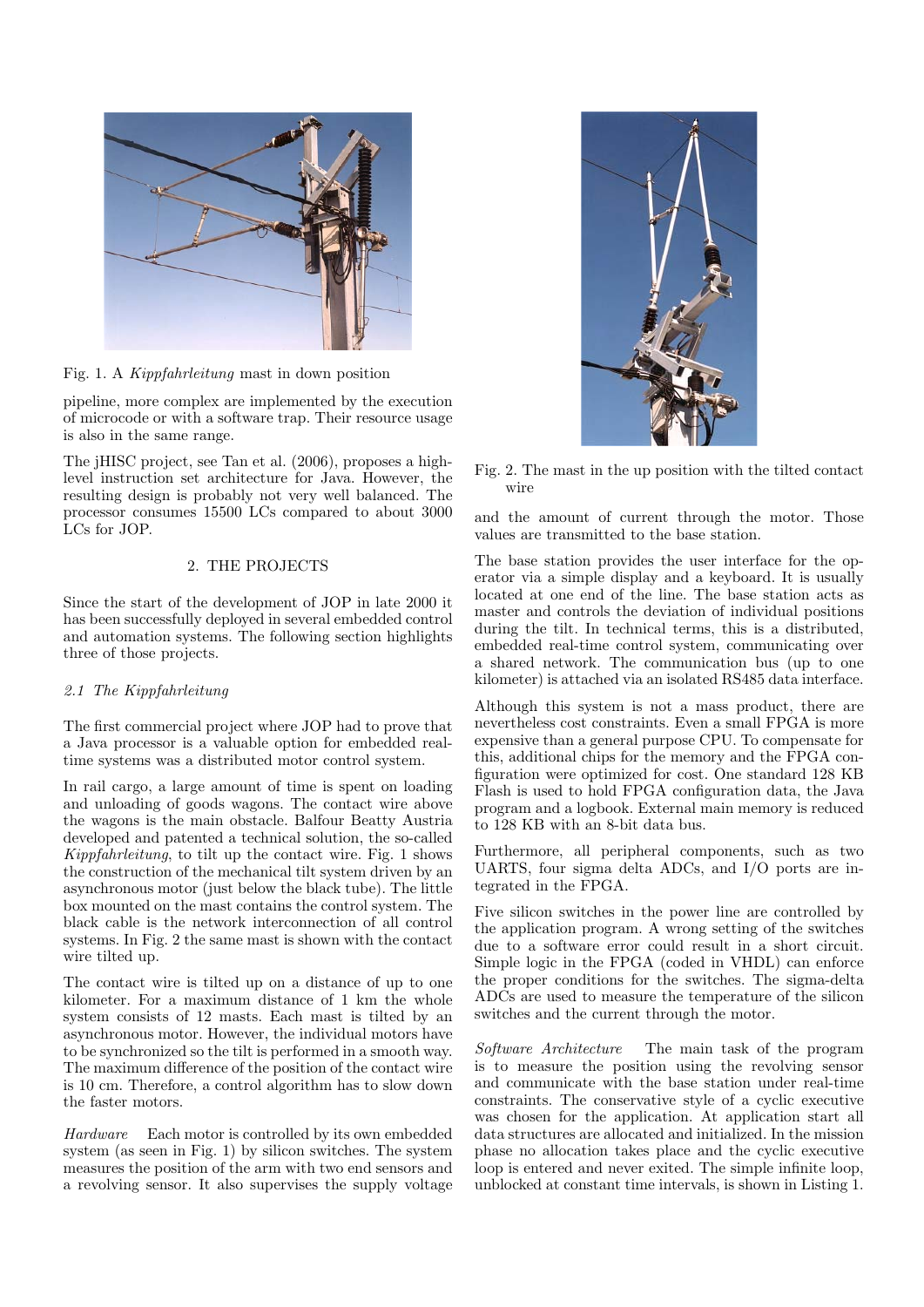Fig. 1. A *Kippfahrleitung* mast in down position

pipeline, more complex are implemented by the execution of microcode or with a software trap. Their resource usage is also in the same range.

The jHISC project, see Tan et al. (2006), proposes a high-level instruction set architecture for Java. However, the resulting design is probably not very well balanced. The processor consumes 15500 LCs compared to about 3000 LCs for JOP.

## 2. THE PROJECTS

Since the start of the development of JOP in late 2000 it has been successfully deployed in several embedded control and automation systems. The following section highlights three of those projects.

### *2.1 The Kippfahrleitung*

The first commercial project where JOP had to prove that a Java processor is a valuable option for embedded real-time systems was a distributed motor control system.

In rail cargo, a large amount of time is spent on loading and unloading of goods wagons. The contact wire above the wagons is the main obstacle. Balfour Beatty Austria developed and patented a technical solution, the so-called *Kippfahrleitung*, to tilt up the contact wire. Fig. 1 shows the construction of the mechanical tilt system driven by an asynchronous motor (just below the black tube). The little box mounted on the mast contains the control system. The black cable is the network interconnection of all control systems. In Fig. 2 the same mast is shown with the contact wire tilted up.

The contact wire is tilted up on a distance of up to one kilometer. For a maximum distance of 1 km the whole system consists of 12 masts. Each mast is tilted by an asynchronous motor. However, the individual motors have to be synchronized so the tilt is performed in a smooth way. The maximum difference of the position of the contact wire is 10 cm. Therefore, a control algorithm has to slow down the faster motors.

*Hardware* Each motor is controlled by its own embedded system (as seen in Fig. 1) by silicon switches. The system measures the position of the arm with two end sensors and a revolving sensor. It also supervises the supply voltage and the amount of current through the motor. Those values are transmitted to the base station.

Fig. 2. The mast in the up position with the tilted contact wire

The base station provides the user interface for the operator via a simple display and a keyboard. It is usually located at one end of the line. The base station acts as master and controls the deviation of individual positions during the tilt. In technical terms, this is a distributed, embedded real-time control system, communicating over a shared network. The communication bus (up to one kilometer) is attached via an isolated RS485 data interface.

Although this system is not a mass product, there are nevertheless cost constraints. Even a small FPGA is more expensive than a general purpose CPU. To compensate for this, additional chips for the memory and the FPGA configuration were optimized for cost. One standard 128 KB Flash is used to hold FPGA configuration data, the Java program and a logbook. External main memory is reduced to 128 KB with an 8-bit data bus.

Furthermore, all peripheral components, such as two UARTS, four sigma delta ADCs, and I/O ports are integrated in the FPGA.

Five silicon switches in the power line are controlled by the application program. A wrong setting of the switches due to a software error could result in a short circuit. Simple logic in the FPGA (coded in VHDL) can enforce the proper conditions for the switches. The sigma-delta ADCs are used to measure the temperature of the silicon switches and the current through the motor.

*Software Architecture* The main task of the program is to measure the position using the revolving sensor and communicate with the base station under real-time constraints. The conservative style of a cyclic executive was chosen for the application. At application start all data structures are allocated and initialized. In the mission phase no allocation takes place and the cyclic executive loop is entered and never exited. The simple infinite loop, unblocked at constant time intervals, is shown in Listing 1.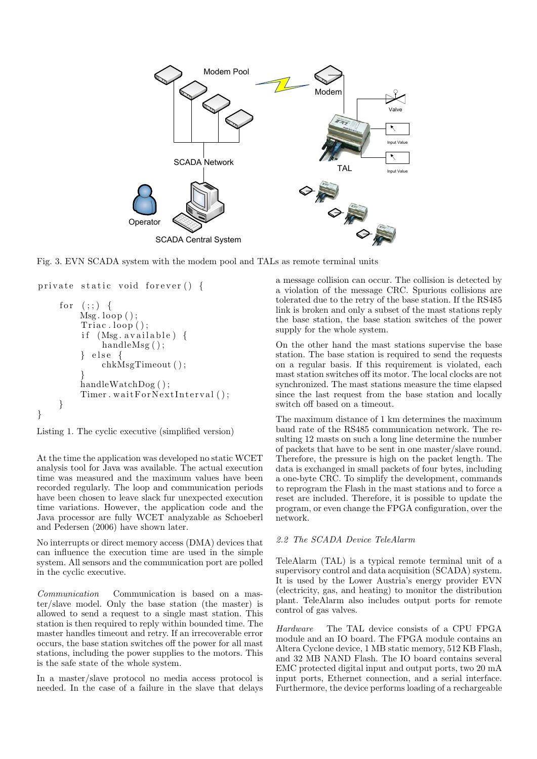Fig. 3. EVN SCADA system with the modem pool and TALs as remote terminal units

```
private static void forever() {

    for (;;) {
        Msg.loop();
        Triac.loop();
        if (Msg.available) {
            handleMsg();
        } else {
            chkMsgTimeout();
        }
        handleWatchDog();
        Timer.waitForNextInterval();
    }
}
```

Listing 1. The cyclic executive (simplified version)

At the time the application was developed no static WCET analysis tool for Java was available. The actual execution time was measured and the maximum values have been recorded regularly. The loop and communication periods have been chosen to leave slack fur unexpected execution time variations. However, the application code and the Java processor are fully WCET analyzable as Schoeberl and Pedersen (2006) have shown later.

No interrupts or direct memory access (DMA) devices that can influence the execution time are used in the simple system. All sensors and the communication port are polled in the cyclic executive.

*Communication* Communication is based on a master/slave model. Only the base station (the master) is allowed to send a request to a single mast station. This station is then required to reply within bounded time. The master handles timeout and retry. If an irrecoverable error occurs, the base station switches off the power for all mast stations, including the power supplies to the motors. This is the safe state of the whole system.

In a master/slave protocol no media access protocol is needed. In the case of a failure in the slave that delays a message collision can occur. The collision is detected by a violation of the message CRC. Spurious collisions are tolerated due to the retry of the base station. If the RS485 link is broken and only a subset of the mast stations reply the base station, the base station switches of the power supply for the whole system.

On the other hand the mast stations supervise the base station. The base station is required to send the requests on a regular basis. If this requirement is violated, each mast station switches off its motor. The local clocks are not synchronized. The mast stations measure the time elapsed since the last request from the base station and locally switch off based on a timeout.

The maximum distance of 1 km determines the maximum baud rate of the RS485 communication network. The resulting 12 masts on such a long line determine the number of packets that have to be sent in one master/slave round. Therefore, the pressure is high on the packet length. The data is exchanged in small packets of four bytes, including a one-byte CRC. To simplify the development, commands to reprogram the Flash in the mast stations and to force a reset are included. Therefore, it is possible to update the program, or even change the FPGA configuration, over the network.

### *2.2 The SCADA Device TeleAlarm*

TeleAlarm (TAL) is a typical remote terminal unit of a supervisory control and data acquisition (SCADA) system. It is used by the Lower Austria's energy provider EVN (electricity, gas, and heating) to monitor the distribution plant. TeleAlarm also includes output ports for remote control of gas valves.

*Hardware* The TAL device consists of a CPU FPGA module and an IO board. The FPGA module contains an Altera Cyclone device, 1 MB static memory, 512 KB Flash, and 32 MB NAND Flash. The IO board contains several EMC protected digital input and output ports, two 20 mA input ports, Ethernet connection, and a serial interface. Furthermore, the device performs loading of a rechargeable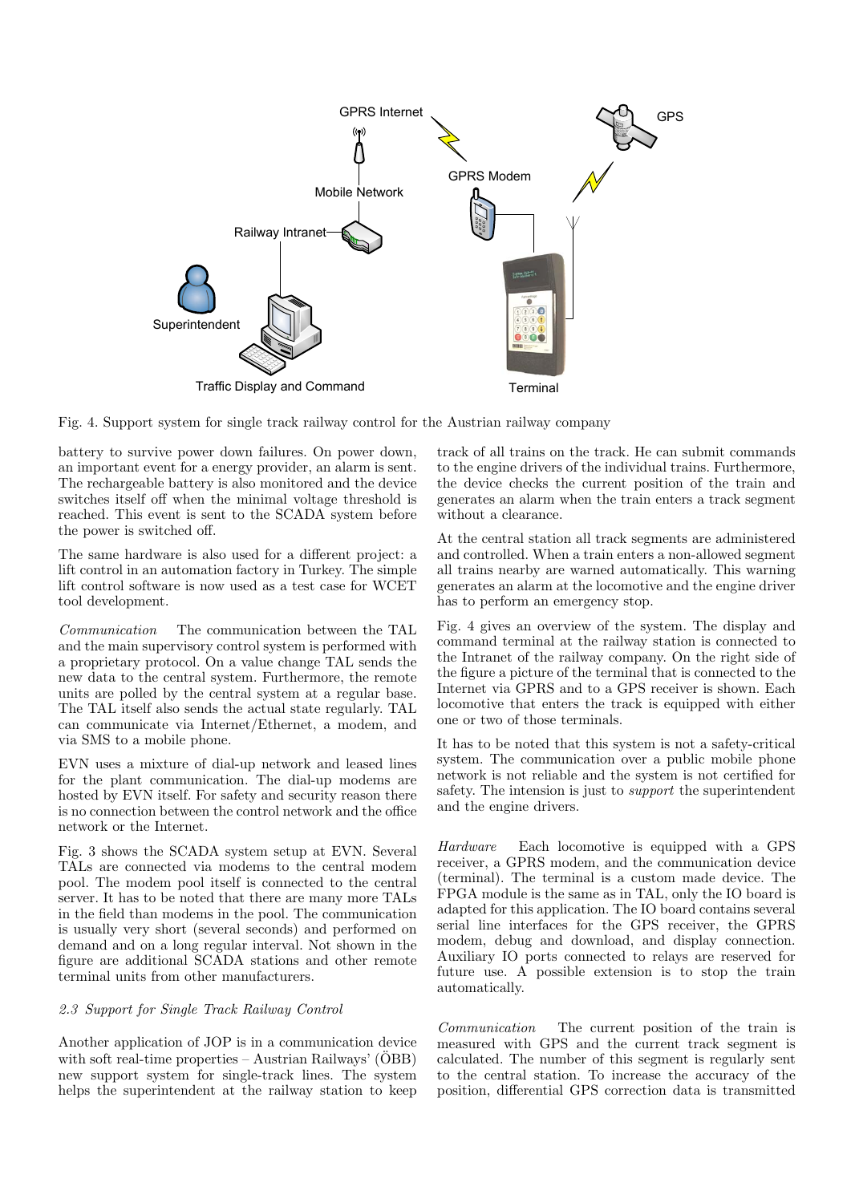Fig. 4. Support system for single track railway control for the Austrian railway company

battery to survive power down failures. On power down, an important event for a energy provider, an alarm is sent. The rechargeable battery is also monitored and the device switches itself off when the minimal voltage threshold is reached. This event is sent to the SCADA system before the power is switched off.

The same hardware is also used for a different project: a lift control in an automation factory in Turkey. The simple lift control software is now used as a test case for WCET tool development.

*Communication* The communication between the TAL and the main supervisory control system is performed with a proprietary protocol. On a value change TAL sends the new data to the central system. Furthermore, the remote units are polled by the central system at a regular base. The TAL itself also sends the actual state regularly. TAL can communicate via Internet/Ethernet, a modem, and via SMS to a mobile phone.

EVN uses a mixture of dial-up network and leased lines for the plant communication. The dial-up modems are hosted by EVN itself. For safety and security reason there is no connection between the control network and the office network or the Internet.

Fig. 3 shows the SCADA system setup at EVN. Several TALs are connected via modems to the central modem pool. The modem pool itself is connected to the central server. It has to be noted that there are many more TALs in the field than modems in the pool. The communication is usually very short (several seconds) and performed on demand and on a long regular interval. Not shown in the figure are additional SCADA stations and other remote terminal units from other manufacturers.

### *2.3 Support for Single Track Railway Control*

Another application of JOP is in a communication device with soft real-time properties – Austrian Railways' (ÖBB) new support system for single-track lines. The system helps the superintendent at the railway station to keep track of all trains on the track. He can submit commands to the engine drivers of the individual trains. Furthermore, the device checks the current position of the train and generates an alarm when the train enters a track segment without a clearance.

At the central station all track segments are administered and controlled. When a train enters a non-allowed segment all trains nearby are warned automatically. This warning generates an alarm at the locomotive and the engine driver has to perform an emergency stop.

Fig. 4 gives an overview of the system. The display and command terminal at the railway station is connected to the Intranet of the railway company. On the right side of the figure a picture of the terminal that is connected to the Internet via GPRS and to a GPS receiver is shown. Each locomotive that enters the track is equipped with either one or two of those terminals.

It has to be noted that this system is not a safety-critical system. The communication over a public mobile phone network is not reliable and the system is not certified for safety. The intension is just to *support* the superintendent and the engine drivers.

*Hardware* Each locomotive is equipped with a GPS receiver, a GPRS modem, and the communication device (terminal). The terminal is a custom made device. The FPGA module is the same as in TAL, only the IO board is adapted for this application. The IO board contains several serial line interfaces for the GPS receiver, the GPRS modem, debug and download, and display connection. Auxiliary IO ports connected to relays are reserved for future use. A possible extension is to stop the train automatically.

*Communication* The current position of the train is measured with GPS and the current track segment is calculated. The number of this segment is regularly sent to the central station. To increase the accuracy of the position, differential GPS correction data is transmitted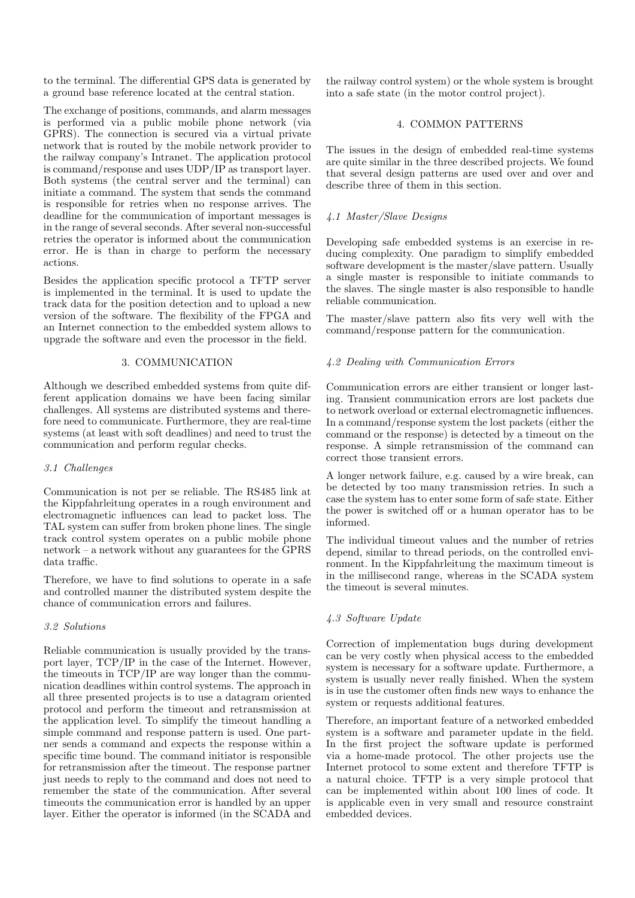to the terminal. The differential GPS data is generated by a ground base reference located at the central station.

The exchange of positions, commands, and alarm messages is performed via a public mobile phone network (via GPRS). The connection is secured via a virtual private network that is routed by the mobile network provider to the railway company's Intranet. The application protocol is command/response and uses UDP/IP as transport layer. Both systems (the central server and the terminal) can initiate a command. The system that sends the command is responsible for retries when no response arrives. The deadline for the communication of important messages is in the range of several seconds. After several non-successful retries the operator is informed about the communication error. He is than in charge to perform the necessary actions.

Besides the application specific protocol a TFTP server is implemented in the terminal. It is used to update the track data for the position detection and to upload a new version of the software. The flexibility of the FPGA and an Internet connection to the embedded system allows to upgrade the software and even the processor in the field.

## 3. COMMUNICATION

Although we described embedded systems from quite different application domains we have been facing similar challenges. All systems are distributed systems and therefore need to communicate. Furthermore, they are real-time systems (at least with soft deadlines) and need to trust the communication and perform regular checks.

### *3.1 Challenges*

Communication is not per se reliable. The RS485 link at the Kippfahrleitung operates in a rough environment and electromagnetic influences can lead to packet loss. The TAL system can suffer from broken phone lines. The single track control system operates on a public mobile phone network – a network without any guarantees for the GPRS data traffic.

Therefore, we have to find solutions to operate in a safe and controlled manner the distributed system despite the chance of communication errors and failures.

### *3.2 Solutions*

Reliable communication is usually provided by the transport layer, TCP/IP in the case of the Internet. However, the timeouts in TCP/IP are way longer than the communication deadlines within control systems. The approach in all three presented projects is to use a datagram oriented protocol and perform the timeout and retransmission at the application level. To simplify the timeout handling a simple command and response pattern is used. One partner sends a command and expects the response within a specific time bound. The command initiator is responsible for retransmission after the timeout. The response partner just needs to reply to the command and does not need to remember the state of the communication. After several timeouts the communication error is handled by an upper layer. Either the operator is informed (in the SCADA and the railway control system) or the whole system is brought into a safe state (in the motor control project).

## 4. COMMON PATTERNS

The issues in the design of embedded real-time systems are quite similar in the three described projects. We found that several design patterns are used over and over and describe three of them in this section.

### *4.1 Master/Slave Designs*

Developing safe embedded systems is an exercise in reducing complexity. One paradigm to simplify embedded software development is the master/slave pattern. Usually a single master is responsible to initiate commands to the slaves. The single master is also responsible to handle reliable communication.

The master/slave pattern also fits very well with the command/response pattern for the communication.

### *4.2 Dealing with Communication Errors*

Communication errors are either transient or longer lasting. Transient communication errors are lost packets due to network overload or external electromagnetic influences. In a command/response system the lost packets (either the command or the response) is detected by a timeout on the response. A simple retransmission of the command can correct those transient errors.

A longer network failure, e.g. caused by a wire break, can be detected by too many transmission retries. In such a case the system has to enter some form of safe state. Either the power is switched off or a human operator has to be informed.

The individual timeout values and the number of retries depend, similar to thread periods, on the controlled environment. In the Kippfahrleitung the maximum timeout is in the millisecond range, whereas in the SCADA system the timeout is several minutes.

### *4.3 Software Update*

Correction of implementation bugs during development can be very costly when physical access to the embedded system is necessary for a software update. Furthermore, a system is usually never really finished. When the system is in use the customer often finds new ways to enhance the system or requests additional features.

Therefore, an important feature of a networked embedded system is a software and parameter update in the field. In the first project the software update is performed via a home-made protocol. The other projects use the Internet protocol to some extent and therefore TFTP is a natural choice. TFTP is a very simple protocol that can be implemented within about 100 lines of code. It is applicable even in very small and resource constraint embedded devices.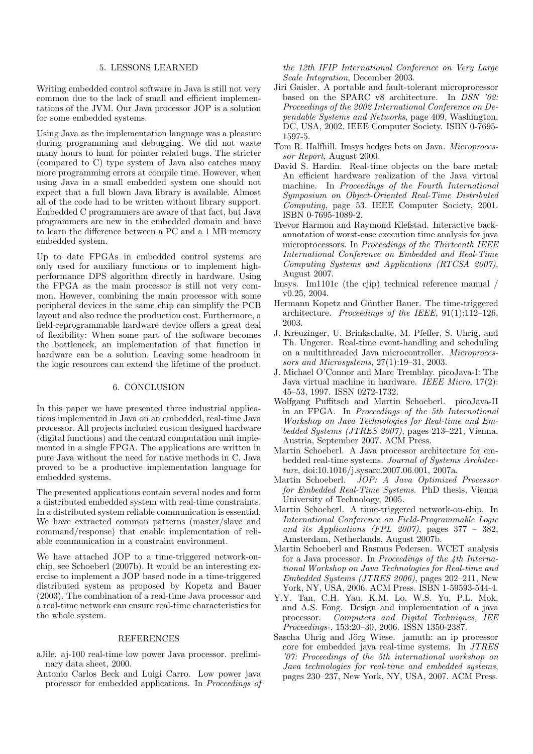## 5. LESSONS LEARNED

Writing embedded control software in Java is still not very common due to the lack of small and efficient implementations of the JVM. Our Java processor JOP is a solution for some embedded systems.

Using Java as the implementation language was a pleasure during programming and debugging. We did not waste many hours to hunt for pointer related bugs. The stricter (compared to C) type system of Java also catches many more programming errors at compile time. However, when using Java in a small embedded system one should not expect that a full blown Java library is available. Almost all of the code had to be written without library support. Embedded C programmers are aware of that fact, but Java programmers are new in the embedded domain and have to learn the difference between a PC and a 1 MB memory embedded system.

Up to date FPGAs in embedded control systems are only used for auxiliary functions or to implement high-performance DPS algorithm directly in hardware. Using the FPGA as the main processor is still not very common. However, combining the main processor with some peripheral devices in the same chip can simplify the PCB layout and also reduce the production cost. Furthermore, a field-reprogrammable hardware device offers a great deal of flexibility: When some part of the software becomes the bottleneck, an implementation of that function in hardware can be a solution. Leaving some headroom in the logic resources can extend the lifetime of the product.

## 6. CONCLUSION

In this paper we have presented three industrial applications implemented in Java on an embedded, real-time Java processor. All projects included custom designed hardware (digital functions) and the central computation unit implemented in a single FPGA. The applications are written in pure Java without the need for native methods in C. Java proved to be a productive implementation language for embedded systems.

The presented applications contain several nodes and form a distributed embedded system with real-time constraints. In a distributed system reliable communication is essential. We have extracted common patterns (master/slave and command/response) that enable implementation of reliable communication in a constraint environment.

We have attached JOP to a time-triggered network-on-chip, see Schoeberl (2007b). It would be an interesting exercise to implement a JOP based node in a time-triggered distributed system as proposed by Kopetz and Bauer (2003). The combination of a real-time Java processor and a real-time network can ensure real-time characteristics for the whole system.

## REFERENCES

aJile. aj-100 real-time low power Java processor. preliminary data sheet, 2000.

Antonio Carlos Beck and Luigi Carro. Low power java processor for embedded applications. In *Proceedings of the 12th IFIP International Conference on Very Large Scale Integration*, December 2003.

Jiri Gaisler. A portable and fault-tolerant microprocessor based on the SPARC v8 architecture. In *DSN '02: Proceedings of the 2002 International Conference on Dependable Systems and Networks*, page 409, Washington, DC, USA, 2002. IEEE Computer Society. ISBN 0-7695-1597-5.

Tom R. Halfhill. Imsys hedges bets on Java. *Microprocessor Report*, August 2000.

David S. Hardin. Real-time objects on the bare metal: An efficient hardware realization of the Java virtual machine. In *Proceedings of the Fourth International Symposium on Object-Oriented Real-Time Distributed Computing*, page 53. IEEE Computer Society, 2001. ISBN 0-7695-1089-2.

Trevor Harmon and Raymond Klefstad. Interactive back-annotation of worst-case execution time analysis for java microprocessors. In *Proceedings of the Thirteenth IEEE International Conference on Embedded and Real-Time Computing Systems and Applications (RTCSA 2007)*, August 2007.

Imsys. Im1101c (the cjip) technical reference manual / v0.25, 2004.

Hermann Kopetz and Günther Bauer. The time-triggered architecture. *Proceedings of the IEEE*, 91(1):112–126, 2003.

J. Kreuzinger, U. Brinkschulte, M. Pfeffer, S. Uhrig, and Th. Ungerer. Real-time event-handling and scheduling on a multithreaded Java microcontroller. *Microprocessors and Microsystems*, 27(1):19–31, 2003.

J. Michael O'Connor and Marc Tremblay. picoJava-I: The Java virtual machine in hardware. *IEEE Micro*, 17(2): 45–53, 1997. ISSN 0272-1732.

Wolfgang Puffitsch and Martin Schoeberl. picoJava-II in an FPGA. In *Proceedings of the 5th International Workshop on Java Technologies for Real-time and Embedded Systems (JTRES 2007)*, pages 213–221, Vienna, Austria, September 2007. ACM Press.

Martin Schoeberl. A Java processor architecture for embedded real-time systems. *Journal of Systems Architecture*, doi:10.1016/j.sysarc.2007.06.001, 2007a.

Martin Schoeberl. *JOP: A Java Optimized Processor for Embedded Real-Time Systems*. PhD thesis, Vienna University of Technology, 2005.

Martin Schoeberl. A time-triggered network-on-chip. In *International Conference on Field-Programmable Logic and its Applications (FPL 2007)*, pages 377 – 382, Amsterdam, Netherlands, August 2007b.

Martin Schoeberl and Rasmus Pedersen. WCET analysis for a Java processor. In *Proceedings of the 4th International Workshop on Java Technologies for Real-time and Embedded Systems (JTRES 2006)*, pages 202–211, New York, NY, USA, 2006. ACM Press. ISBN 1-59593-544-4.

Y.Y. Tan, C.H. Yau, K.M. Lo, W.S. Yu, P.L. Mok, and A.S. Fong. Design and implementation of a java processor. *Computers and Digital Techniques, IEE Proceedings-*, 153:20–30, 2006. ISSN 1350-2387.

Sascha Uhrig and Jörg Wiese. jamuth: an ip processor core for embedded java real-time systems. In *JTRES '07: Proceedings of the 5th international workshop on Java technologies for real-time and embedded systems*, pages 230–237, New York, NY, USA, 2007. ACM Press.